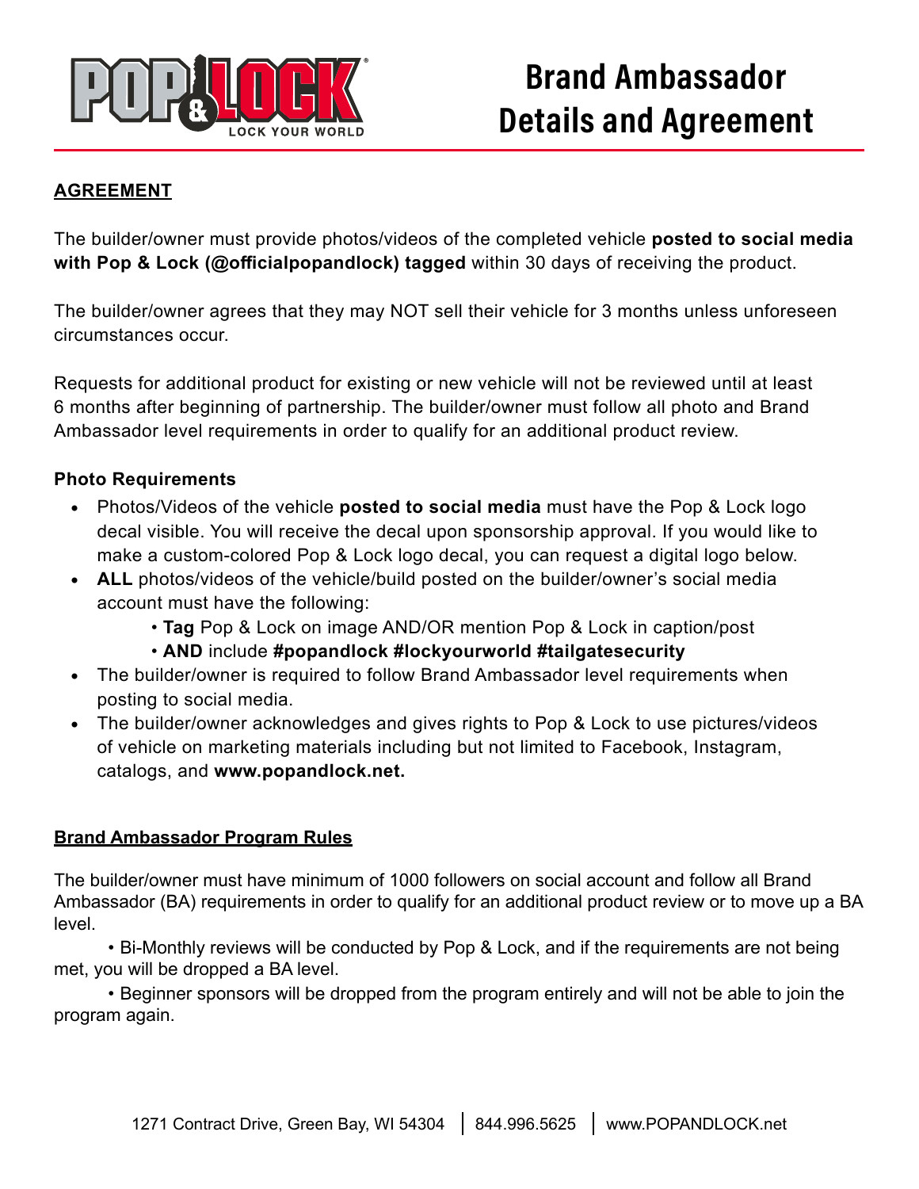# Brand Ambassador Details and Agreement

## AGREEMENT

The builder/owner must provide photos/videos of the completed vehicle **posted to social media with Pop & Lock (@officialpopandlock) tagged** within 30 days of receiving the product.

The builder/owner agrees that they may NOT sell their vehicle for 3 months unless unforeseen circumstances occur.

Requests for additional product for existing or new vehicle will not be reviewed until at least 6 months after beginning of partnership. The builder/owner must follow all photo and Brand Ambassador level requirements in order to qualify for an additional product review.

### Photo Requirements

- Photos/Videos of the vehicle **posted to social media** must have the Pop & Lock logo decal visible. You will receive the decal upon sponsorship approval. If you would like to make a custom-colored Pop & Lock logo decal, you can request a digital logo below.
- **ALL** photos/videos of the vehicle/build posted on the builder/owner's social media account must have the following:
  - **Tag** Pop & Lock on image AND/OR mention Pop & Lock in caption/post
  - **AND** include **#popandlock #lockyourworld #tailgatesecurity**
- The builder/owner is required to follow Brand Ambassador level requirements when posting to social media.
- The builder/owner acknowledges and gives rights to Pop & Lock to use pictures/videos of vehicle on marketing materials including but not limited to Facebook, Instagram, catalogs, and **www.popandlock.net.**

## Brand Ambassador Program Rules

The builder/owner must have minimum of 1000 followers on social account and follow all Brand Ambassador (BA) requirements in order to qualify for an additional product review or to move up a BA level.

- Bi-Monthly reviews will be conducted by Pop & Lock, and if the requirements are not being met, you will be dropped a BA level.
- Beginner sponsors will be dropped from the program entirely and will not be able to join the program again.

1271 Contract Drive, Green Bay, WI 54304 | 844.996.5625 | www.POPANDLOCK.net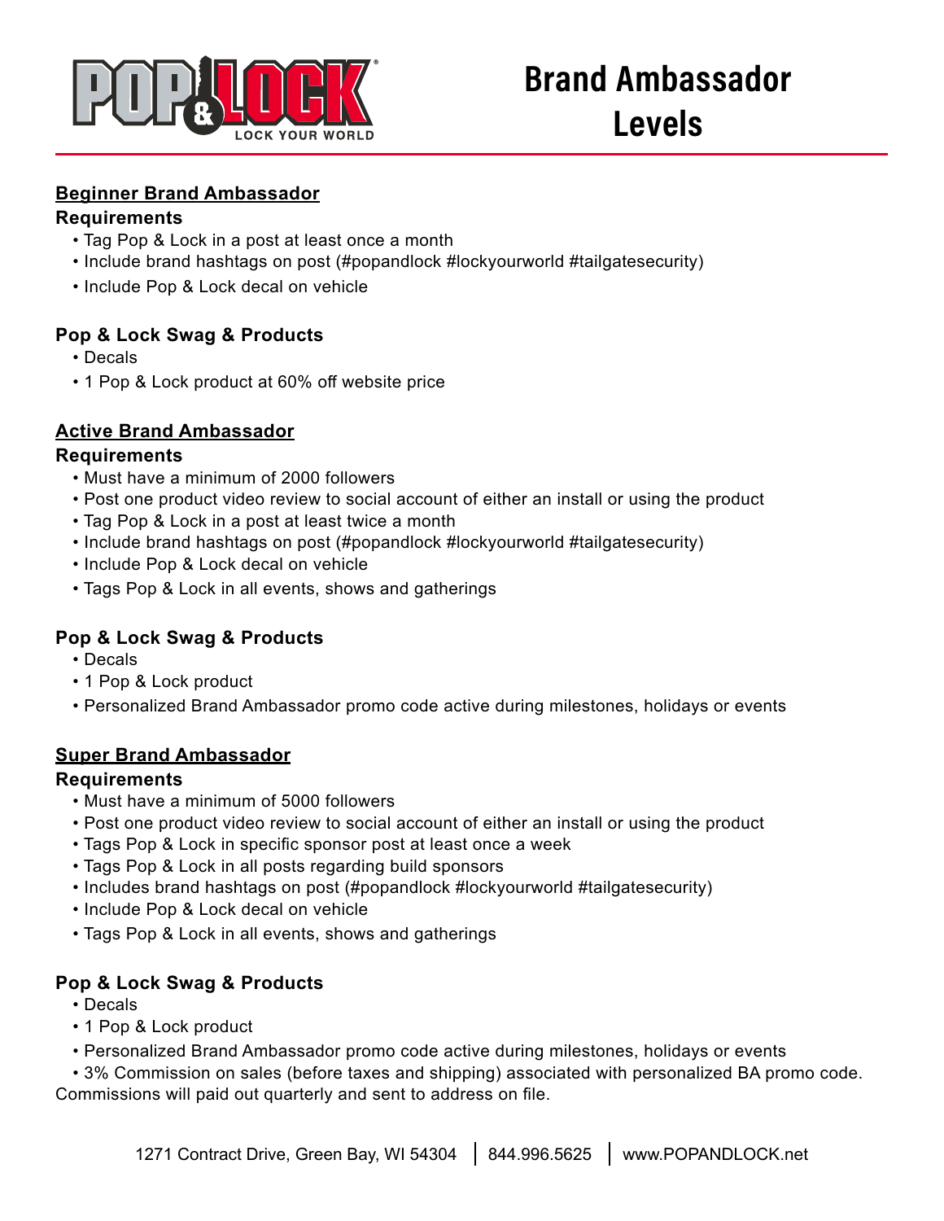# Brand Ambassador Levels

## Beginner Brand Ambassador

### Requirements

- Tag Pop & Lock in a post at least once a month
- Include brand hashtags on post (#popandlock #lockyourworld #tailgatesecurity)
- Include Pop & Lock decal on vehicle

### Pop & Lock Swag & Products

- Decals
- 1 Pop & Lock product at 60% off website price

## Active Brand Ambassador

### Requirements

- Must have a minimum of 2000 followers
- Post one product video review to social account of either an install or using the product
- Tag Pop & Lock in a post at least twice a month
- Include brand hashtags on post (#popandlock #lockyourworld #tailgatesecurity)
- Include Pop & Lock decal on vehicle
- Tags Pop & Lock in all events, shows and gatherings

### Pop & Lock Swag & Products

- Decals
- 1 Pop & Lock product
- Personalized Brand Ambassador promo code active during milestones, holidays or events

## Super Brand Ambassador

### Requirements

- Must have a minimum of 5000 followers
- Post one product video review to social account of either an install or using the product
- Tags Pop & Lock in specific sponsor post at least once a week
- Tags Pop & Lock in all posts regarding build sponsors
- Includes brand hashtags on post (#popandlock #lockyourworld #tailgatesecurity)
- Include Pop & Lock decal on vehicle
- Tags Pop & Lock in all events, shows and gatherings

### Pop & Lock Swag & Products

- Decals
- 1 Pop & Lock product
- Personalized Brand Ambassador promo code active during milestones, holidays or events
- 3% Commission on sales (before taxes and shipping) associated with personalized BA promo code. Commissions will paid out quarterly and sent to address on file.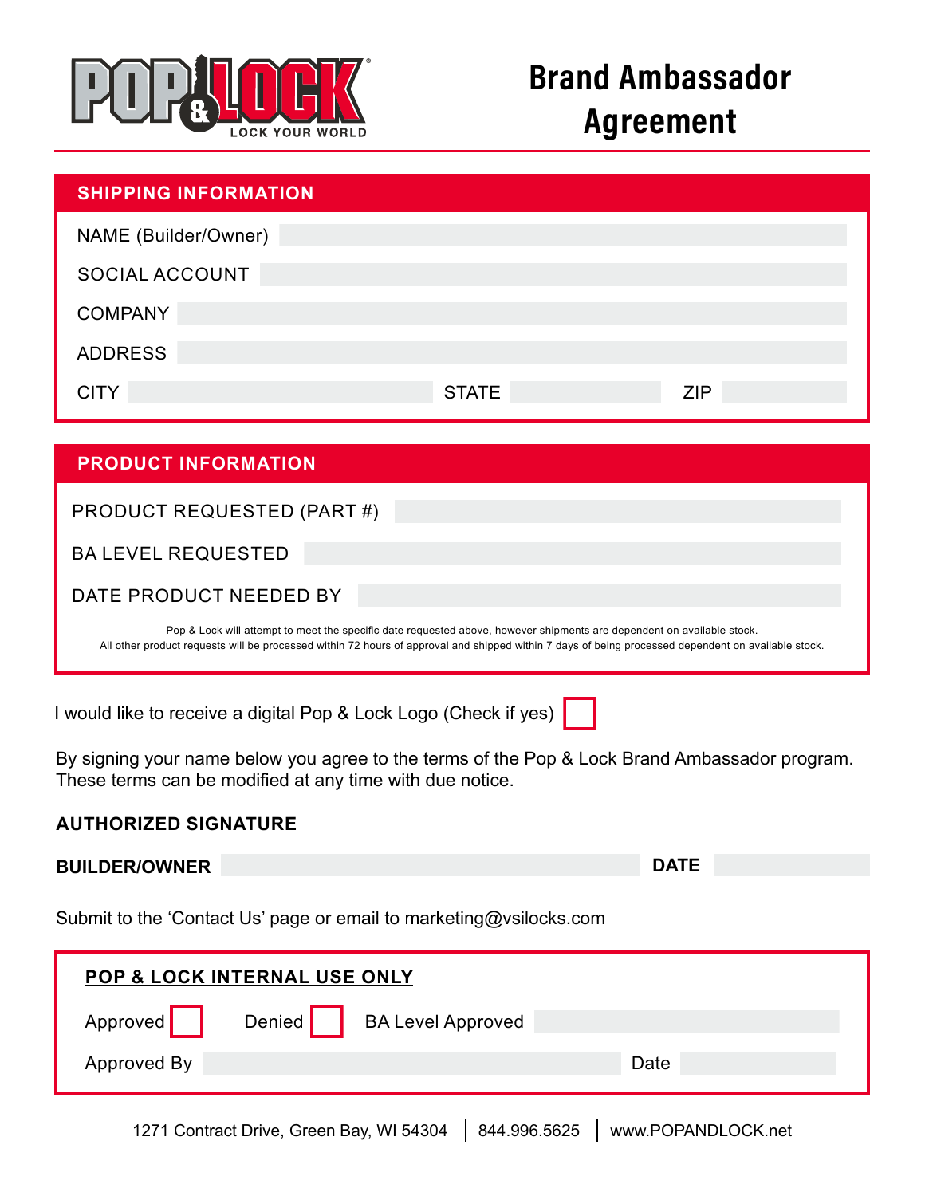POP & LOCK
LOCK YOUR WORLD

# Brand Ambassador Agreement

## SHIPPING INFORMATION

NAME (Builder/Owner)

SOCIAL ACCOUNT

COMPANY

ADDRESS

CITY STATE ZIP

## PRODUCT INFORMATION

PRODUCT REQUESTED (PART #)

BA LEVEL REQUESTED

DATE PRODUCT NEEDED BY

Pop & Lock will attempt to meet the specific date requested above, however shipments are dependent on available stock.
All other product requests will be processed within 72 hours of approval and shipped within 7 days of being processed dependent on available stock.

I would like to receive a digital Pop & Lock Logo (Check if yes) ☐

By signing your name below you agree to the terms of the Pop & Lock Brand Ambassador program. These terms can be modified at any time with due notice.

**AUTHORIZED SIGNATURE**

**BUILDER/OWNER** **DATE**

Submit to the 'Contact Us' page or email to marketing@vsilocks.com

## POP & LOCK INTERNAL USE ONLY

Approved ☐ Denied ☐ BA Level Approved

Approved By Date

1271 Contract Drive, Green Bay, WI 54304 | 844.996.5625 | www.POPANDLOCK.net